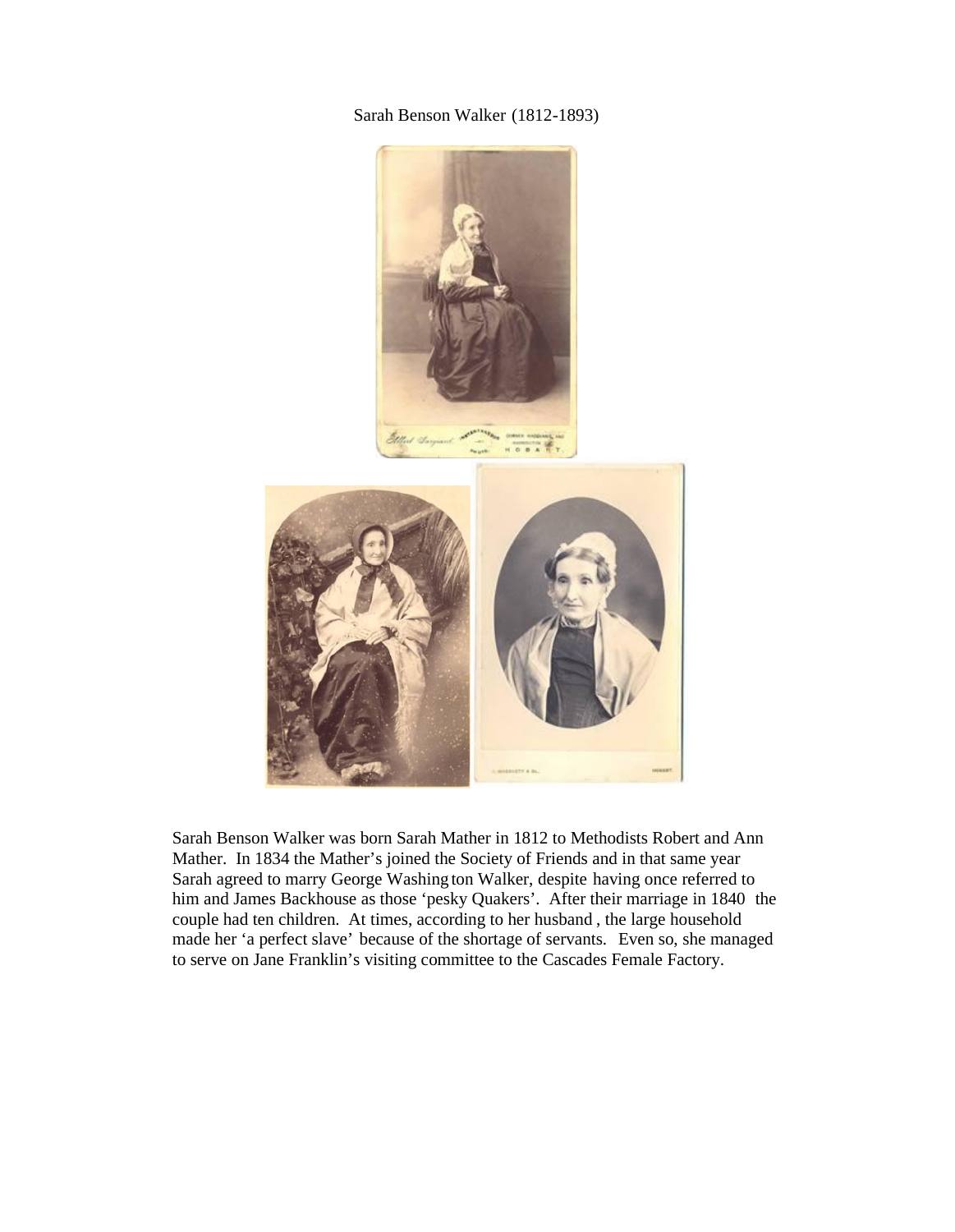Sarah Benson Walker (1812-1893)

Sarah Benson Walker was born Sarah Mather in 1812 to Methodists Robert and Ann Mather. In 1834 the Mather's joined the Society of Friends and in that same year Sarah agreed to marry George Washington Walker, despite having once referred to him and James Backhouse as those 'pesky Quakers'. After their marriage in 1840 the couple had ten children. At times, according to her husband, the large household made her 'a perfect slave' because of the shortage of servants. Even so, she managed to serve on Jane Franklin's visiting committee to the Cascades Female Factory.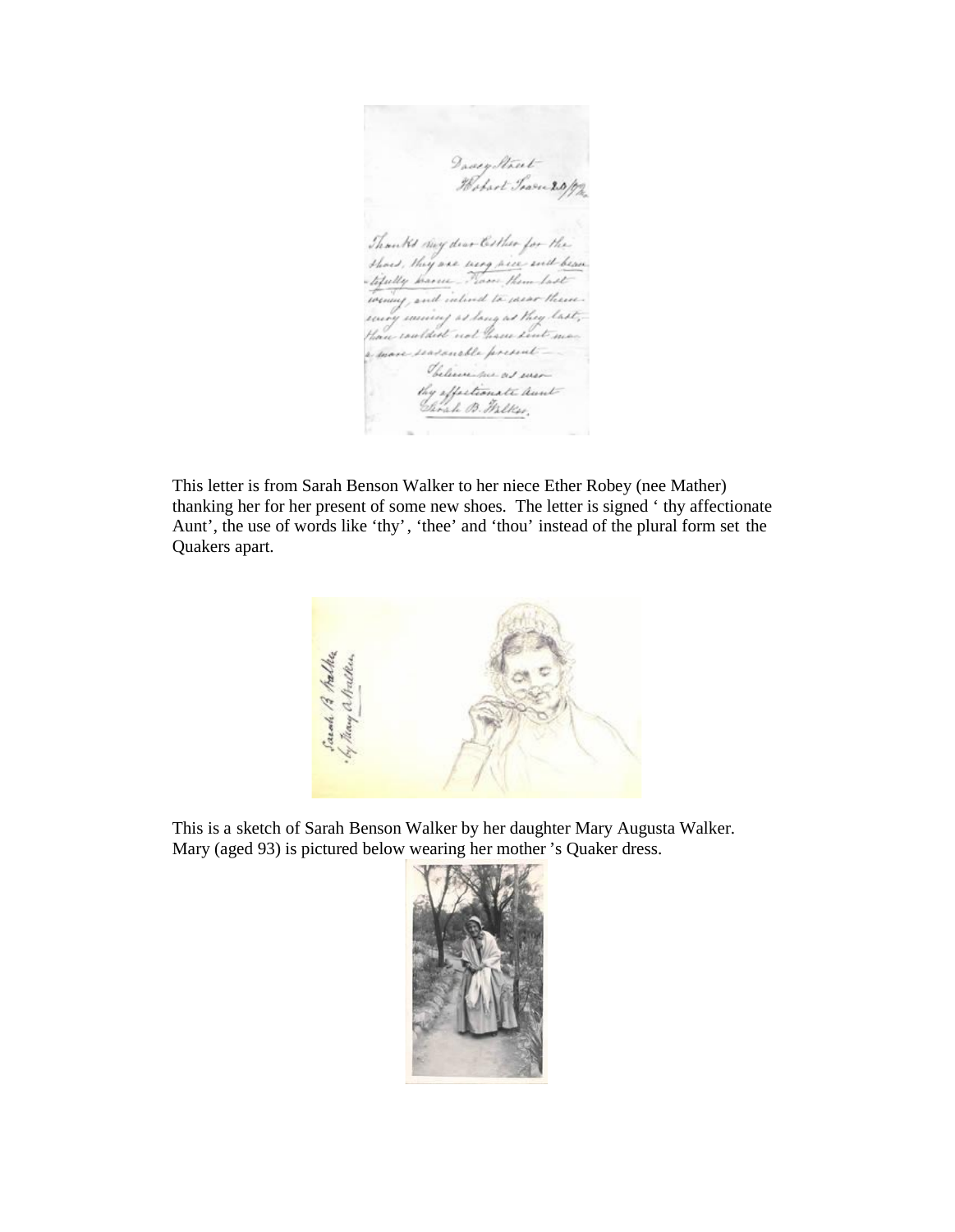This letter is from Sarah Benson Walker to her niece Ether Robey (nee Mather) thanking her for her present of some new shoes. The letter is signed ' thy affectionate Aunt', the use of words like 'thy', 'thee' and 'thou' instead of the plural form set the Quakers apart.

This is a sketch of Sarah Benson Walker by her daughter Mary Augusta Walker. Mary (aged 93) is pictured below wearing her mother 's Quaker dress.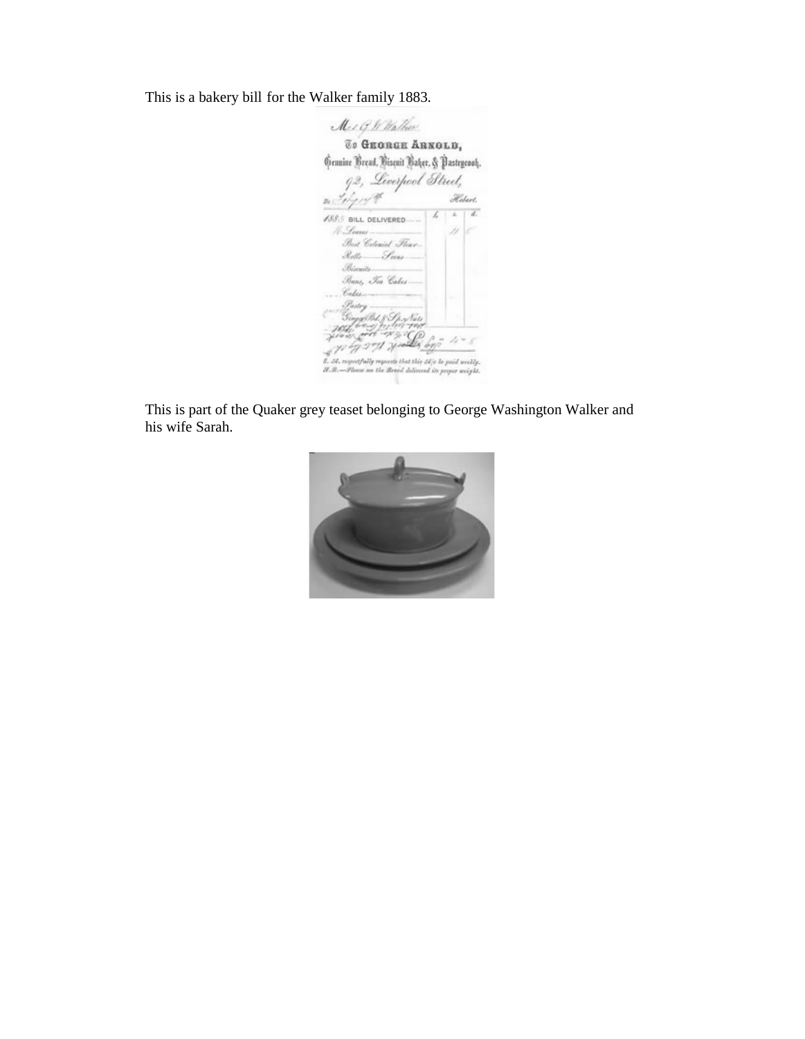This is a bakery bill for the Walker family 1883.

This is part of the Quaker grey teaset belonging to George Washington Walker and his wife Sarah.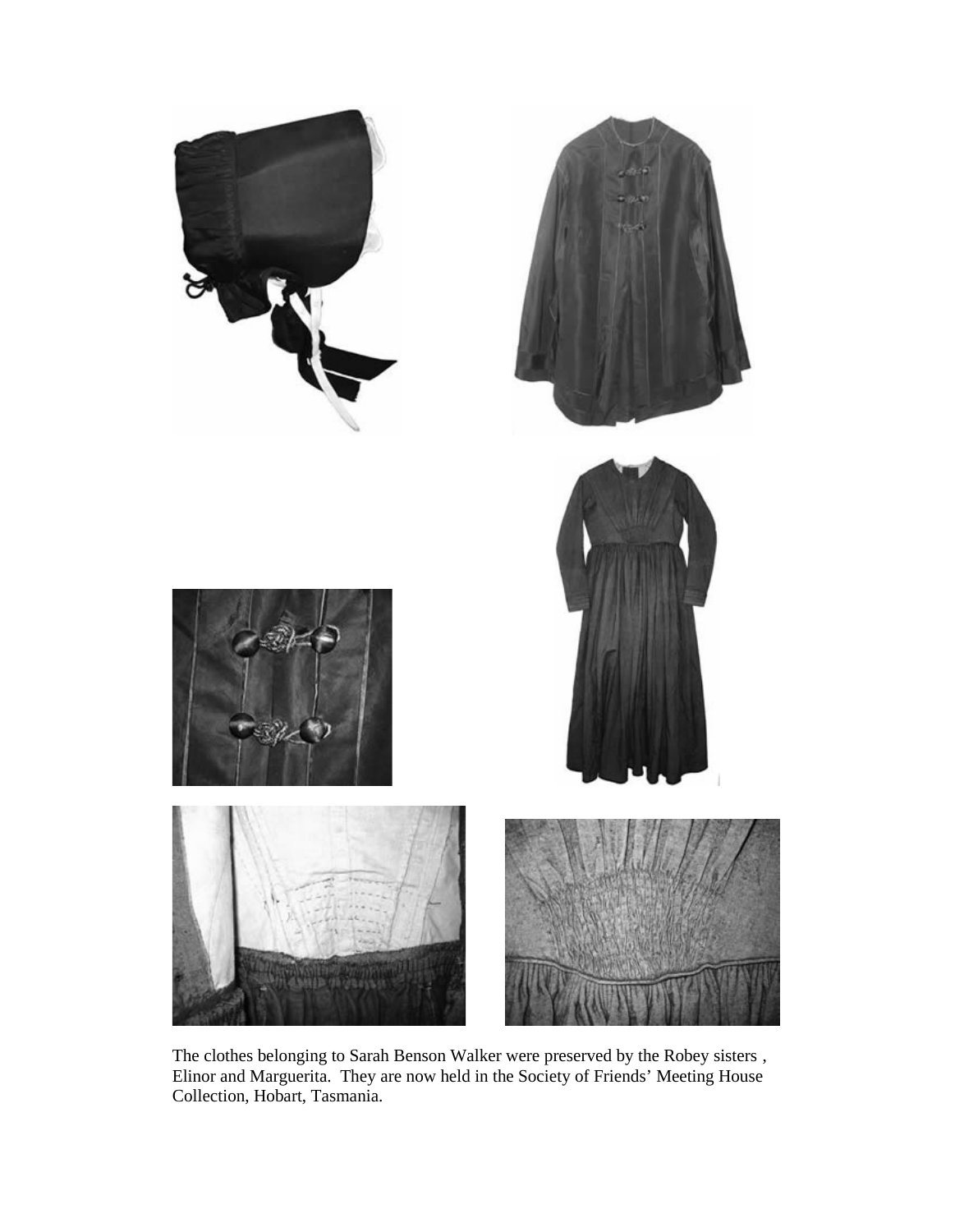The clothes belonging to Sarah Benson Walker were preserved by the Robey sisters , Elinor and Marguerita. They are now held in the Society of Friends' Meeting House Collection, Hobart, Tasmania.